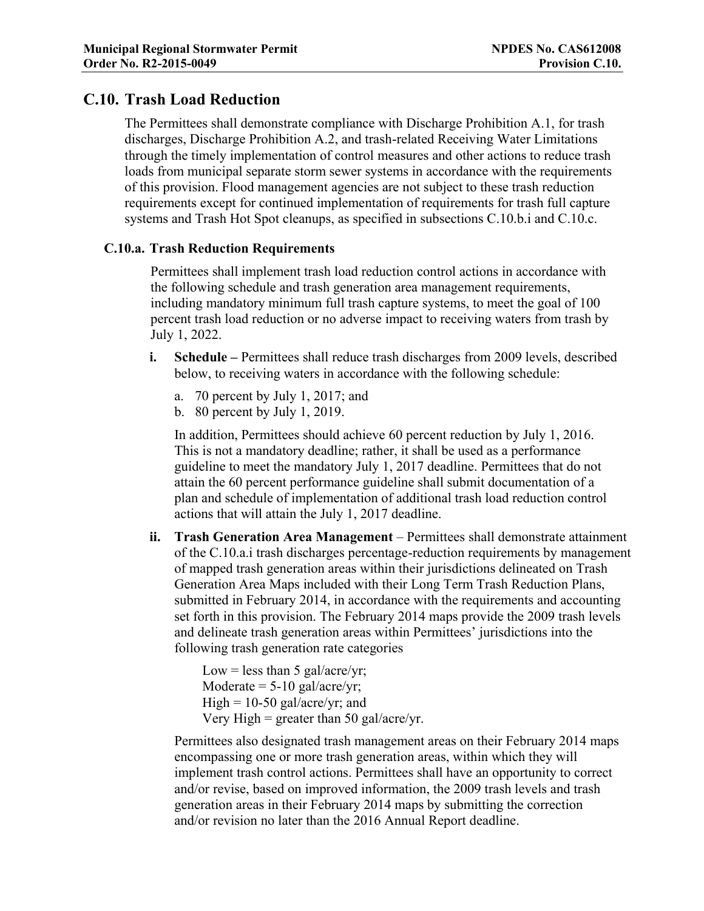## C.10. Trash Load Reduction

The Permittees shall demonstrate compliance with Discharge Prohibition A.1, for trash discharges, Discharge Prohibition A.2, and trash-related Receiving Water Limitations through the timely implementation of control measures and other actions to reduce trash loads from municipal separate storm sewer systems in accordance with the requirements of this provision. Flood management agencies are not subject to these trash reduction requirements except for continued implementation of requirements for trash full capture systems and Trash Hot Spot cleanups, as specified in subsections C.10.b.i and C.10.c.

### C.10.a. Trash Reduction Requirements

Permittees shall implement trash load reduction control actions in accordance with the following schedule and trash generation area management requirements, including mandatory minimum full trash capture systems, to meet the goal of 100 percent trash load reduction or no adverse impact to receiving waters from trash by July 1, 2022.

**i. Schedule –** Permittees shall reduce trash discharges from 2009 levels, described below, to receiving waters in accordance with the following schedule:

a. 70 percent by July 1, 2017; and
b. 80 percent by July 1, 2019.

In addition, Permittees should achieve 60 percent reduction by July 1, 2016. This is not a mandatory deadline; rather, it shall be used as a performance guideline to meet the mandatory July 1, 2017 deadline. Permittees that do not attain the 60 percent performance guideline shall submit documentation of a plan and schedule of implementation of additional trash load reduction control actions that will attain the July 1, 2017 deadline.

**ii. Trash Generation Area Management** – Permittees shall demonstrate attainment of the C.10.a.i trash discharges percentage-reduction requirements by management of mapped trash generation areas within their jurisdictions delineated on Trash Generation Area Maps included with their Long Term Trash Reduction Plans, submitted in February 2014, in accordance with the requirements and accounting set forth in this provision. The February 2014 maps provide the 2009 trash levels and delineate trash generation areas within Permittees' jurisdictions into the following trash generation rate categories

Low = less than 5 gal/acre/yr;
Moderate = 5-10 gal/acre/yr;
High = 10-50 gal/acre/yr; and
Very High = greater than 50 gal/acre/yr.

Permittees also designated trash management areas on their February 2014 maps encompassing one or more trash generation areas, within which they will implement trash control actions. Permittees shall have an opportunity to correct and/or revise, based on improved information, the 2009 trash levels and trash generation areas in their February 2014 maps by submitting the correction and/or revision no later than the 2016 Annual Report deadline.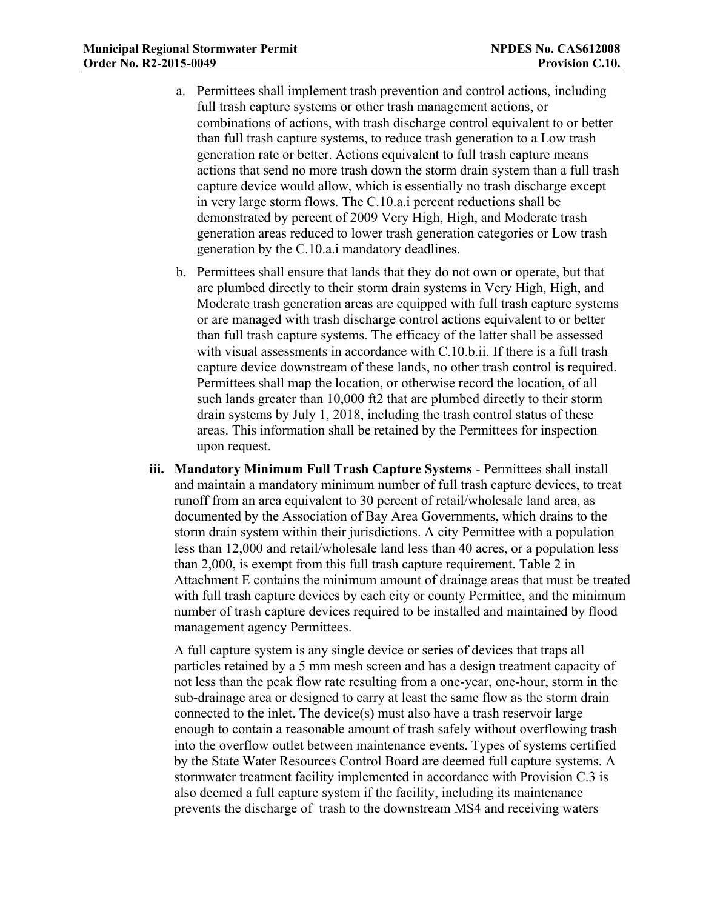a. Permittees shall implement trash prevention and control actions, including full trash capture systems or other trash management actions, or combinations of actions, with trash discharge control equivalent to or better than full trash capture systems, to reduce trash generation to a Low trash generation rate or better. Actions equivalent to full trash capture means actions that send no more trash down the storm drain system than a full trash capture device would allow, which is essentially no trash discharge except in very large storm flows. The C.10.a.i percent reductions shall be demonstrated by percent of 2009 Very High, High, and Moderate trash generation areas reduced to lower trash generation categories or Low trash generation by the C.10.a.i mandatory deadlines.

b. Permittees shall ensure that lands that they do not own or operate, but that are plumbed directly to their storm drain systems in Very High, High, and Moderate trash generation areas are equipped with full trash capture systems or are managed with trash discharge control actions equivalent to or better than full trash capture systems. The efficacy of the latter shall be assessed with visual assessments in accordance with C.10.b.ii. If there is a full trash capture device downstream of these lands, no other trash control is required. Permittees shall map the location, or otherwise record the location, of all such lands greater than 10,000 ft2 that are plumbed directly to their storm drain systems by July 1, 2018, including the trash control status of these areas. This information shall be retained by the Permittees for inspection upon request.

**iii. Mandatory Minimum Full Trash Capture Systems** - Permittees shall install and maintain a mandatory minimum number of full trash capture devices, to treat runoff from an area equivalent to 30 percent of retail/wholesale land area, as documented by the Association of Bay Area Governments, which drains to the storm drain system within their jurisdictions. A city Permittee with a population less than 12,000 and retail/wholesale land less than 40 acres, or a population less than 2,000, is exempt from this full trash capture requirement. Table 2 in Attachment E contains the minimum amount of drainage areas that must be treated with full trash capture devices by each city or county Permittee, and the minimum number of trash capture devices required to be installed and maintained by flood management agency Permittees.

A full capture system is any single device or series of devices that traps all particles retained by a 5 mm mesh screen and has a design treatment capacity of not less than the peak flow rate resulting from a one-year, one-hour, storm in the sub-drainage area or designed to carry at least the same flow as the storm drain connected to the inlet. The device(s) must also have a trash reservoir large enough to contain a reasonable amount of trash safely without overflowing trash into the overflow outlet between maintenance events. Types of systems certified by the State Water Resources Control Board are deemed full capture systems. A stormwater treatment facility implemented in accordance with Provision C.3 is also deemed a full capture system if the facility, including its maintenance prevents the discharge of trash to the downstream MS4 and receiving waters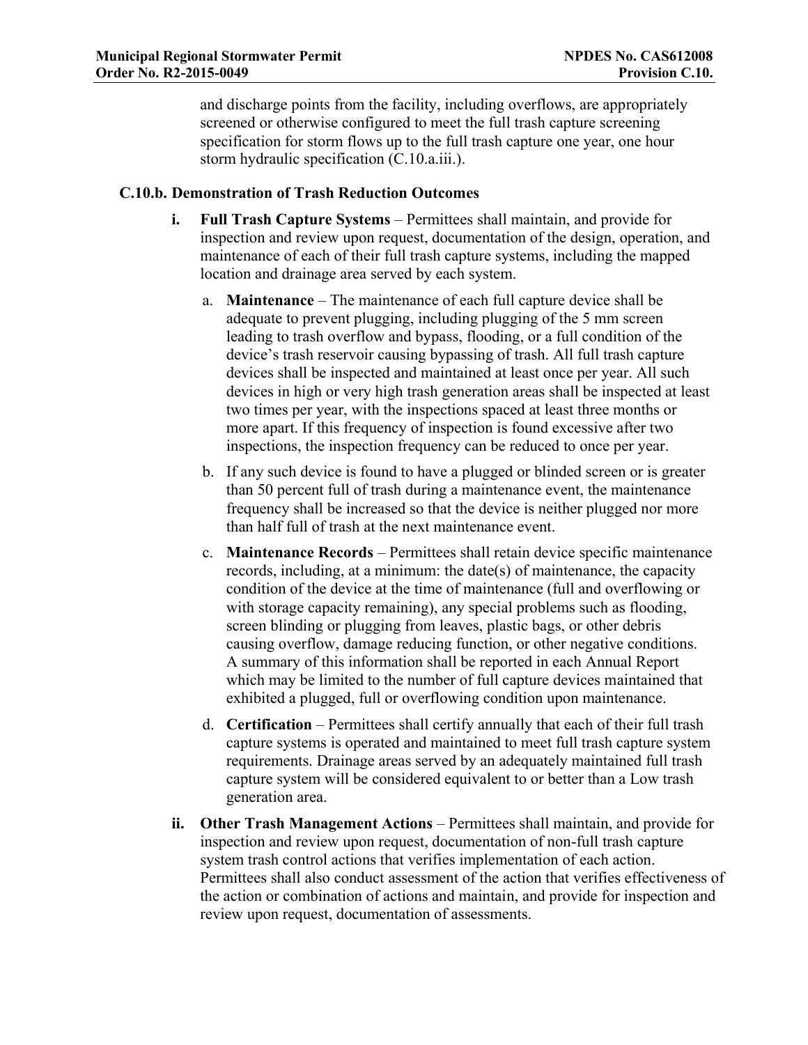and discharge points from the facility, including overflows, are appropriately screened or otherwise configured to meet the full trash capture screening specification for storm flows up to the full trash capture one year, one hour storm hydraulic specification (C.10.a.iii.).

### C.10.b. Demonstration of Trash Reduction Outcomes

**i. Full Trash Capture Systems** – Permittees shall maintain, and provide for inspection and review upon request, documentation of the design, operation, and maintenance of each of their full trash capture systems, including the mapped location and drainage area served by each system.

a. **Maintenance** – The maintenance of each full capture device shall be adequate to prevent plugging, including plugging of the 5 mm screen leading to trash overflow and bypass, flooding, or a full condition of the device's trash reservoir causing bypassing of trash. All full trash capture devices shall be inspected and maintained at least once per year. All such devices in high or very high trash generation areas shall be inspected at least two times per year, with the inspections spaced at least three months or more apart. If this frequency of inspection is found excessive after two inspections, the inspection frequency can be reduced to once per year.

b. If any such device is found to have a plugged or blinded screen or is greater than 50 percent full of trash during a maintenance event, the maintenance frequency shall be increased so that the device is neither plugged nor more than half full of trash at the next maintenance event.

c. **Maintenance Records** – Permittees shall retain device specific maintenance records, including, at a minimum: the date(s) of maintenance, the capacity condition of the device at the time of maintenance (full and overflowing or with storage capacity remaining), any special problems such as flooding, screen blinding or plugging from leaves, plastic bags, or other debris causing overflow, damage reducing function, or other negative conditions. A summary of this information shall be reported in each Annual Report which may be limited to the number of full capture devices maintained that exhibited a plugged, full or overflowing condition upon maintenance.

d. **Certification** – Permittees shall certify annually that each of their full trash capture systems is operated and maintained to meet full trash capture system requirements. Drainage areas served by an adequately maintained full trash capture system will be considered equivalent to or better than a Low trash generation area.

**ii. Other Trash Management Actions** – Permittees shall maintain, and provide for inspection and review upon request, documentation of non-full trash capture system trash control actions that verifies implementation of each action. Permittees shall also conduct assessment of the action that verifies effectiveness of the action or combination of actions and maintain, and provide for inspection and review upon request, documentation of assessments.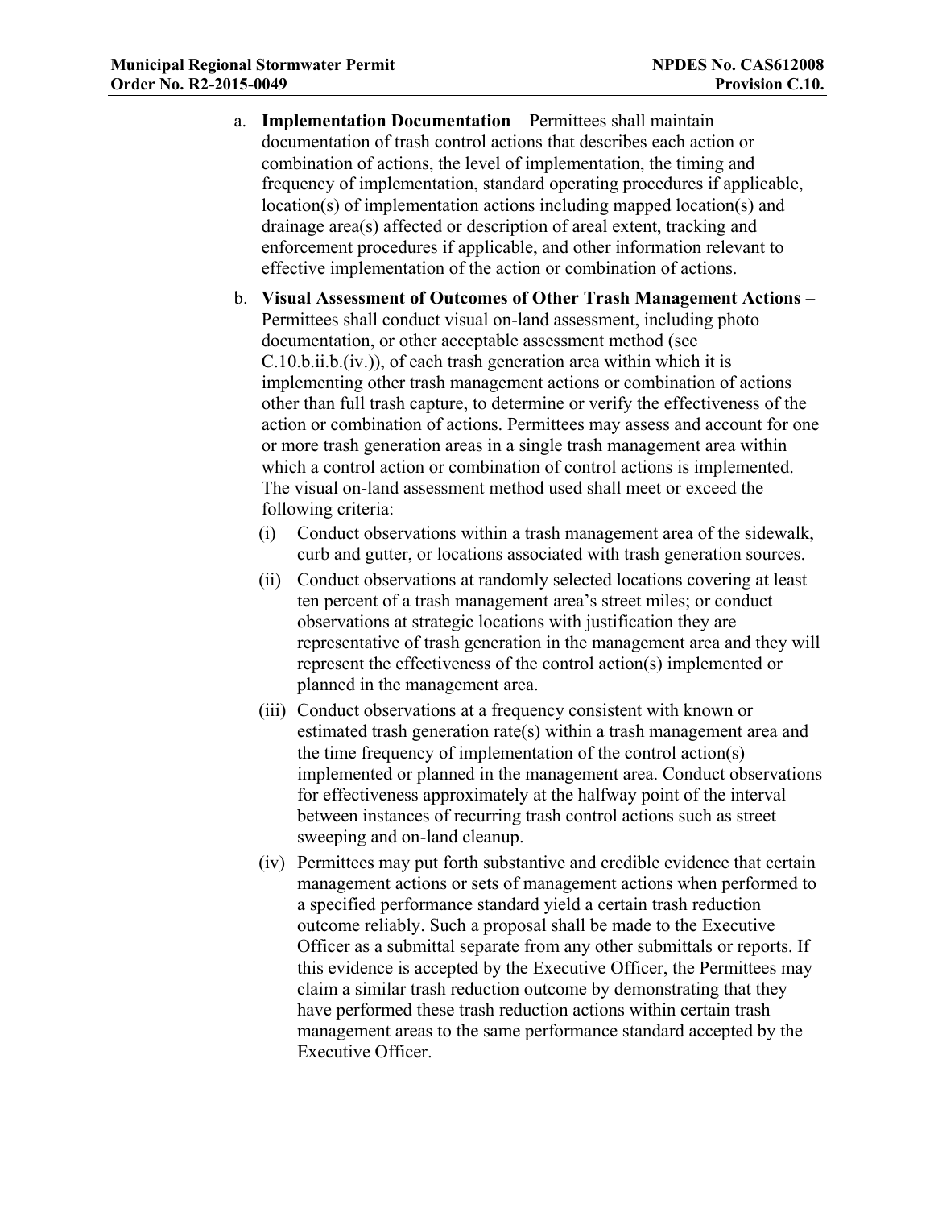a. **Implementation Documentation** – Permittees shall maintain documentation of trash control actions that describes each action or combination of actions, the level of implementation, the timing and frequency of implementation, standard operating procedures if applicable, location(s) of implementation actions including mapped location(s) and drainage area(s) affected or description of areal extent, tracking and enforcement procedures if applicable, and other information relevant to effective implementation of the action or combination of actions.

b. **Visual Assessment of Outcomes of Other Trash Management Actions** – Permittees shall conduct visual on-land assessment, including photo documentation, or other acceptable assessment method (see C.10.b.ii.b.(iv.)), of each trash generation area within which it is implementing other trash management actions or combination of actions other than full trash capture, to determine or verify the effectiveness of the action or combination of actions. Permittees may assess and account for one or more trash generation areas in a single trash management area within which a control action or combination of control actions is implemented. The visual on-land assessment method used shall meet or exceed the following criteria:

   (i) Conduct observations within a trash management area of the sidewalk, curb and gutter, or locations associated with trash generation sources.

   (ii) Conduct observations at randomly selected locations covering at least ten percent of a trash management area's street miles; or conduct observations at strategic locations with justification they are representative of trash generation in the management area and they will represent the effectiveness of the control action(s) implemented or planned in the management area.

   (iii) Conduct observations at a frequency consistent with known or estimated trash generation rate(s) within a trash management area and the time frequency of implementation of the control action(s) implemented or planned in the management area. Conduct observations for effectiveness approximately at the halfway point of the interval between instances of recurring trash control actions such as street sweeping and on-land cleanup.

   (iv) Permittees may put forth substantive and credible evidence that certain management actions or sets of management actions when performed to a specified performance standard yield a certain trash reduction outcome reliably. Such a proposal shall be made to the Executive Officer as a submittal separate from any other submittals or reports. If this evidence is accepted by the Executive Officer, the Permittees may claim a similar trash reduction outcome by demonstrating that they have performed these trash reduction actions within certain trash management areas to the same performance standard accepted by the Executive Officer.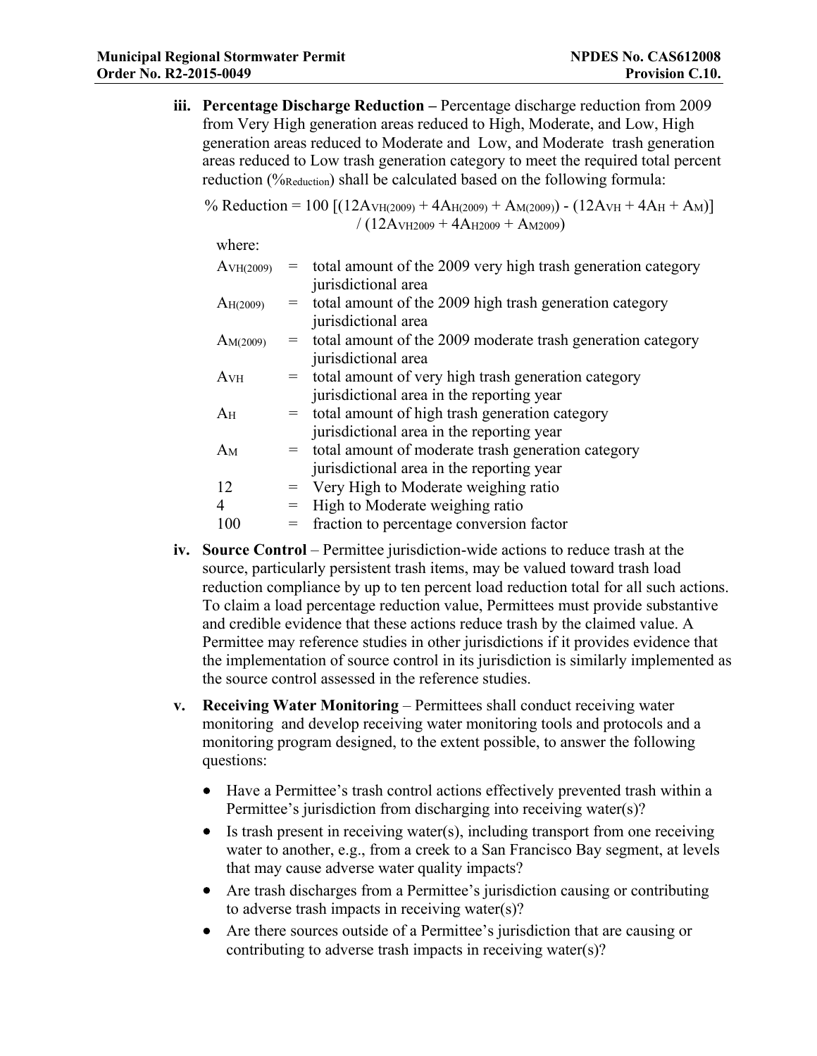**iii. Percentage Discharge Reduction –** Percentage discharge reduction from 2009 from Very High generation areas reduced to High, Moderate, and Low, High generation areas reduced to Moderate and Low, and Moderate trash generation areas reduced to Low trash generation category to meet the required total percent reduction ($\%_{Reduction}$) shall be calculated based on the following formula:

$$\% \text{ Reduction} = 100 \left[(12A_{VH(2009)} + 4A_{H(2009)} + A_{M(2009)}) - (12A_{VH} + 4A_{H} + A_{M})\right] / (12A_{VH2009} + 4A_{H2009} + A_{M2009})$$

where:

| | | |
|---|---|---|
| $A_{VH(2009)}$ | = | total amount of the 2009 very high trash generation category jurisdictional area |
| $A_{H(2009)}$ | = | total amount of the 2009 high trash generation category jurisdictional area |
| $A_{M(2009)}$ | = | total amount of the 2009 moderate trash generation category jurisdictional area |
| $A_{VH}$ | = | total amount of very high trash generation category jurisdictional area in the reporting year |
| $A_{H}$ | = | total amount of high trash generation category jurisdictional area in the reporting year |
| $A_{M}$ | = | total amount of moderate trash generation category jurisdictional area in the reporting year |
| 12 | = | Very High to Moderate weighing ratio |
| 4 | = | High to Moderate weighing ratio |
| 100 | = | fraction to percentage conversion factor |

**iv. Source Control** – Permittee jurisdiction-wide actions to reduce trash at the source, particularly persistent trash items, may be valued toward trash load reduction compliance by up to ten percent load reduction total for all such actions. To claim a load percentage reduction value, Permittees must provide substantive and credible evidence that these actions reduce trash by the claimed value. A Permittee may reference studies in other jurisdictions if it provides evidence that the implementation of source control in its jurisdiction is similarly implemented as the source control assessed in the reference studies.

**v. Receiving Water Monitoring** – Permittees shall conduct receiving water monitoring and develop receiving water monitoring tools and protocols and a monitoring program designed, to the extent possible, to answer the following questions:

- Have a Permittee's trash control actions effectively prevented trash within a Permittee's jurisdiction from discharging into receiving water(s)?
- Is trash present in receiving water(s), including transport from one receiving water to another, e.g., from a creek to a San Francisco Bay segment, at levels that may cause adverse water quality impacts?
- Are trash discharges from a Permittee's jurisdiction causing or contributing to adverse trash impacts in receiving water(s)?
- Are there sources outside of a Permittee's jurisdiction that are causing or contributing to adverse trash impacts in receiving water(s)?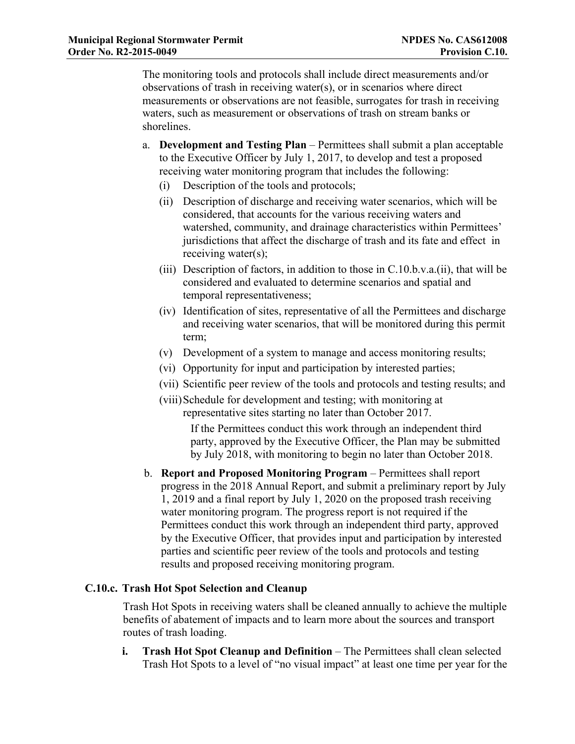The monitoring tools and protocols shall include direct measurements and/or observations of trash in receiving water(s), or in scenarios where direct measurements or observations are not feasible, surrogates for trash in receiving waters, such as measurement or observations of trash on stream banks or shorelines.

a. **Development and Testing Plan** – Permittees shall submit a plan acceptable to the Executive Officer by July 1, 2017, to develop and test a proposed receiving water monitoring program that includes the following:
   (i) Description of the tools and protocols;
   (ii) Description of discharge and receiving water scenarios, which will be considered, that accounts for the various receiving waters and watershed, community, and drainage characteristics within Permittees' jurisdictions that affect the discharge of trash and its fate and effect in receiving water(s);
   (iii) Description of factors, in addition to those in C.10.b.v.a.(ii), that will be considered and evaluated to determine scenarios and spatial and temporal representativeness;
   (iv) Identification of sites, representative of all the Permittees and discharge and receiving water scenarios, that will be monitored during this permit term;
   (v) Development of a system to manage and access monitoring results;
   (vi) Opportunity for input and participation by interested parties;
   (vii) Scientific peer review of the tools and protocols and testing results; and
   (viii) Schedule for development and testing; with monitoring at representative sites starting no later than October 2017.

   If the Permittees conduct this work through an independent third party, approved by the Executive Officer, the Plan may be submitted by July 2018, with monitoring to begin no later than October 2018.

b. **Report and Proposed Monitoring Program** – Permittees shall report progress in the 2018 Annual Report, and submit a preliminary report by July 1, 2019 and a final report by July 1, 2020 on the proposed trash receiving water monitoring program. The progress report is not required if the Permittees conduct this work through an independent third party, approved by the Executive Officer, that provides input and participation by interested parties and scientific peer review of the tools and protocols and testing results and proposed receiving monitoring program.

### C.10.c. Trash Hot Spot Selection and Cleanup

Trash Hot Spots in receiving waters shall be cleaned annually to achieve the multiple benefits of abatement of impacts and to learn more about the sources and transport routes of trash loading.

**i. Trash Hot Spot Cleanup and Definition** – The Permittees shall clean selected Trash Hot Spots to a level of "no visual impact" at least one time per year for the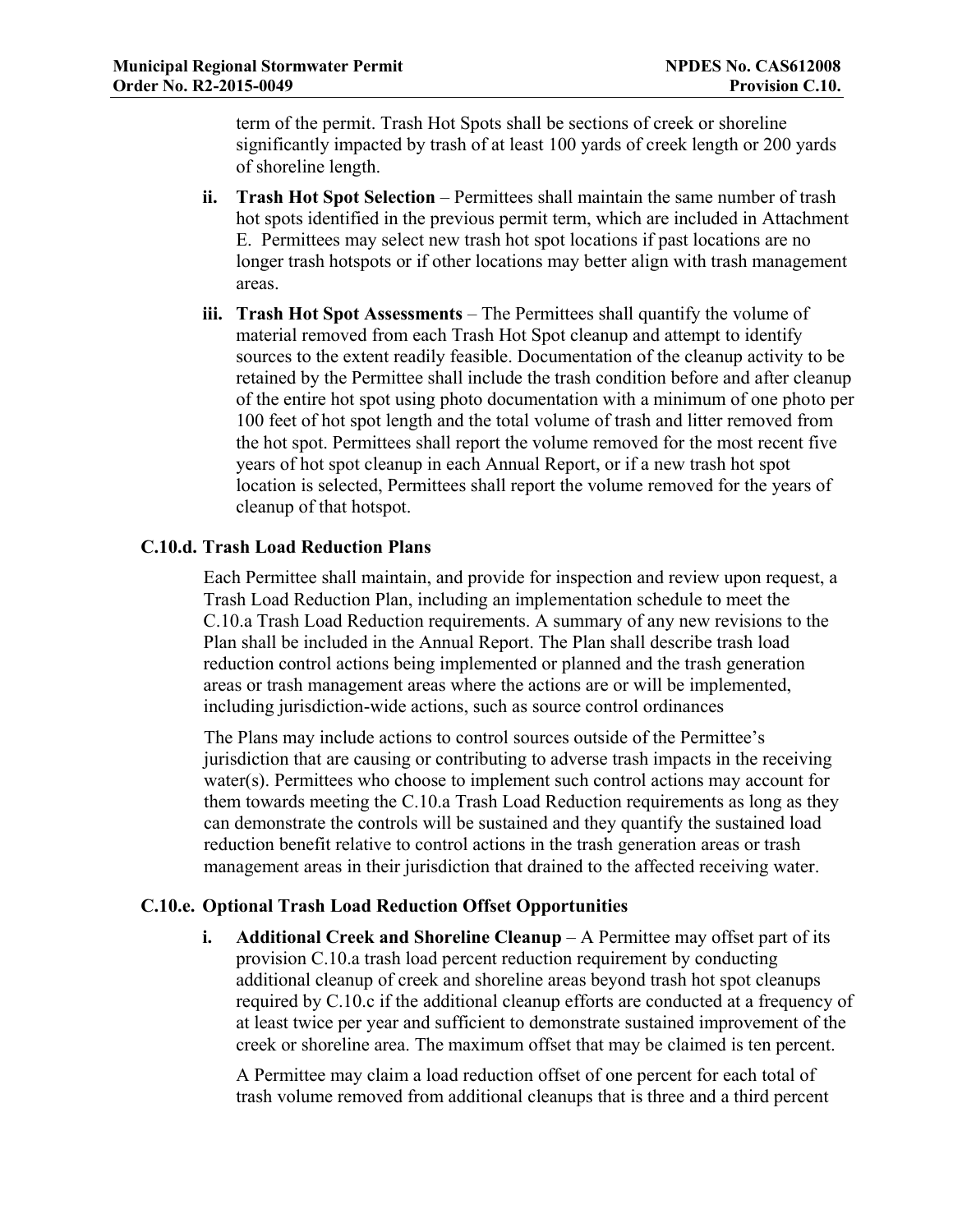term of the permit. Trash Hot Spots shall be sections of creek or shoreline significantly impacted by trash of at least 100 yards of creek length or 200 yards of shoreline length.

- **ii. Trash Hot Spot Selection** – Permittees shall maintain the same number of trash hot spots identified in the previous permit term, which are included in Attachment E. Permittees may select new trash hot spot locations if past locations are no longer trash hotspots or if other locations may better align with trash management areas.
- **iii. Trash Hot Spot Assessments** – The Permittees shall quantify the volume of material removed from each Trash Hot Spot cleanup and attempt to identify sources to the extent readily feasible. Documentation of the cleanup activity to be retained by the Permittee shall include the trash condition before and after cleanup of the entire hot spot using photo documentation with a minimum of one photo per 100 feet of hot spot length and the total volume of trash and litter removed from the hot spot. Permittees shall report the volume removed for the most recent five years of hot spot cleanup in each Annual Report, or if a new trash hot spot location is selected, Permittees shall report the volume removed for the years of cleanup of that hotspot.

### C.10.d. Trash Load Reduction Plans

Each Permittee shall maintain, and provide for inspection and review upon request, a Trash Load Reduction Plan, including an implementation schedule to meet the C.10.a Trash Load Reduction requirements. A summary of any new revisions to the Plan shall be included in the Annual Report. The Plan shall describe trash load reduction control actions being implemented or planned and the trash generation areas or trash management areas where the actions are or will be implemented, including jurisdiction-wide actions, such as source control ordinances

The Plans may include actions to control sources outside of the Permittee's jurisdiction that are causing or contributing to adverse trash impacts in the receiving water(s). Permittees who choose to implement such control actions may account for them towards meeting the C.10.a Trash Load Reduction requirements as long as they can demonstrate the controls will be sustained and they quantify the sustained load reduction benefit relative to control actions in the trash generation areas or trash management areas in their jurisdiction that drained to the affected receiving water.

### C.10.e. Optional Trash Load Reduction Offset Opportunities

- **i. Additional Creek and Shoreline Cleanup** – A Permittee may offset part of its provision C.10.a trash load percent reduction requirement by conducting additional cleanup of creek and shoreline areas beyond trash hot spot cleanups required by C.10.c if the additional cleanup efforts are conducted at a frequency of at least twice per year and sufficient to demonstrate sustained improvement of the creek or shoreline area. The maximum offset that may be claimed is ten percent.

  A Permittee may claim a load reduction offset of one percent for each total of trash volume removed from additional cleanups that is three and a third percent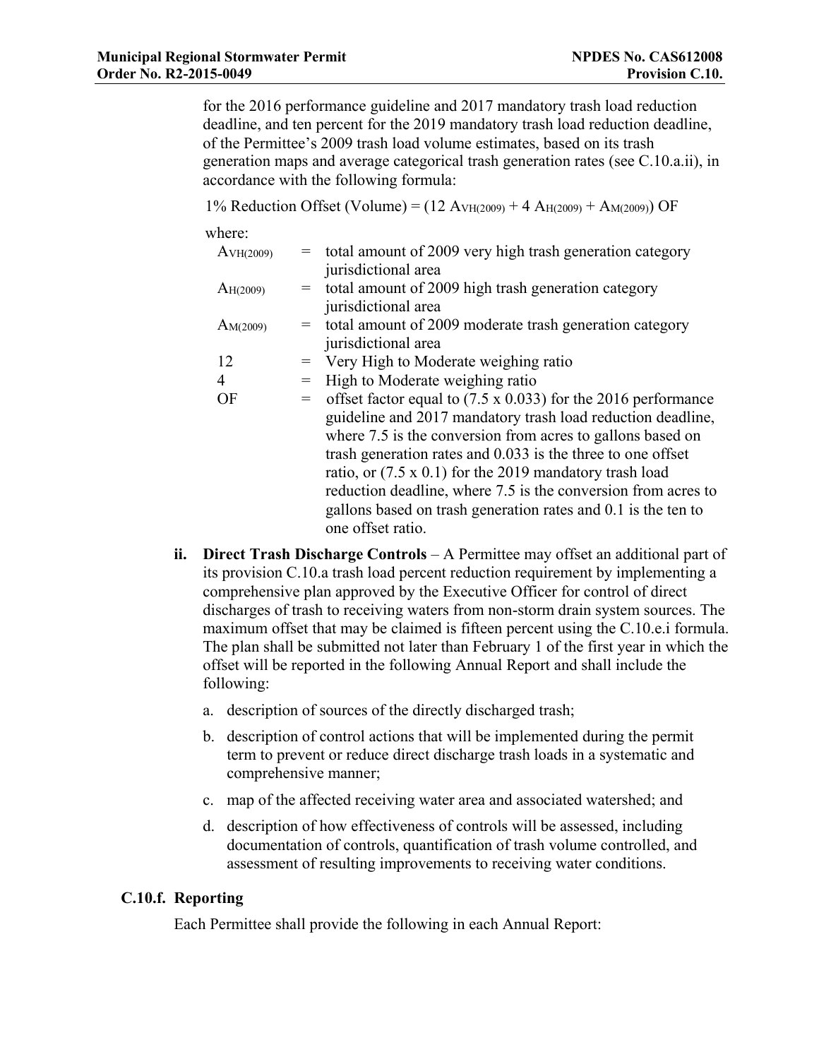for the 2016 performance guideline and 2017 mandatory trash load reduction deadline, and ten percent for the 2019 mandatory trash load reduction deadline, of the Permittee's 2009 trash load volume estimates, based on its trash generation maps and average categorical trash generation rates (see C.10.a.ii), in accordance with the following formula:

$$1\% \text{ Reduction Offset (Volume)} = (12\ A_{VH(2009)} + 4\ A_{H(2009)} + A_{M(2009)})\ OF$$

where:

| | | |
|---|---|---|
| $A_{VH(2009)}$ | = | total amount of 2009 very high trash generation category jurisdictional area |
| $A_{H(2009)}$ | = | total amount of 2009 high trash generation category jurisdictional area |
| $A_{M(2009)}$ | = | total amount of 2009 moderate trash generation category jurisdictional area |
| 12 | = | Very High to Moderate weighing ratio |
| 4 | = | High to Moderate weighing ratio |
| OF | = | offset factor equal to (7.5 x 0.033) for the 2016 performance guideline and 2017 mandatory trash load reduction deadline, where 7.5 is the conversion from acres to gallons based on trash generation rates and 0.033 is the three to one offset ratio, or (7.5 x 0.1) for the 2019 mandatory trash load reduction deadline, where 7.5 is the conversion from acres to gallons based on trash generation rates and 0.1 is the ten to one offset ratio. |

**ii. Direct Trash Discharge Controls** – A Permittee may offset an additional part of its provision C.10.a trash load percent reduction requirement by implementing a comprehensive plan approved by the Executive Officer for control of direct discharges of trash to receiving waters from non-storm drain system sources. The maximum offset that may be claimed is fifteen percent using the C.10.e.i formula. The plan shall be submitted not later than February 1 of the first year in which the offset will be reported in the following Annual Report and shall include the following:

a. description of sources of the directly discharged trash;

b. description of control actions that will be implemented during the permit term to prevent or reduce direct discharge trash loads in a systematic and comprehensive manner;

c. map of the affected receiving water area and associated watershed; and

d. description of how effectiveness of controls will be assessed, including documentation of controls, quantification of trash volume controlled, and assessment of resulting improvements to receiving water conditions.

### C.10.f. Reporting

Each Permittee shall provide the following in each Annual Report: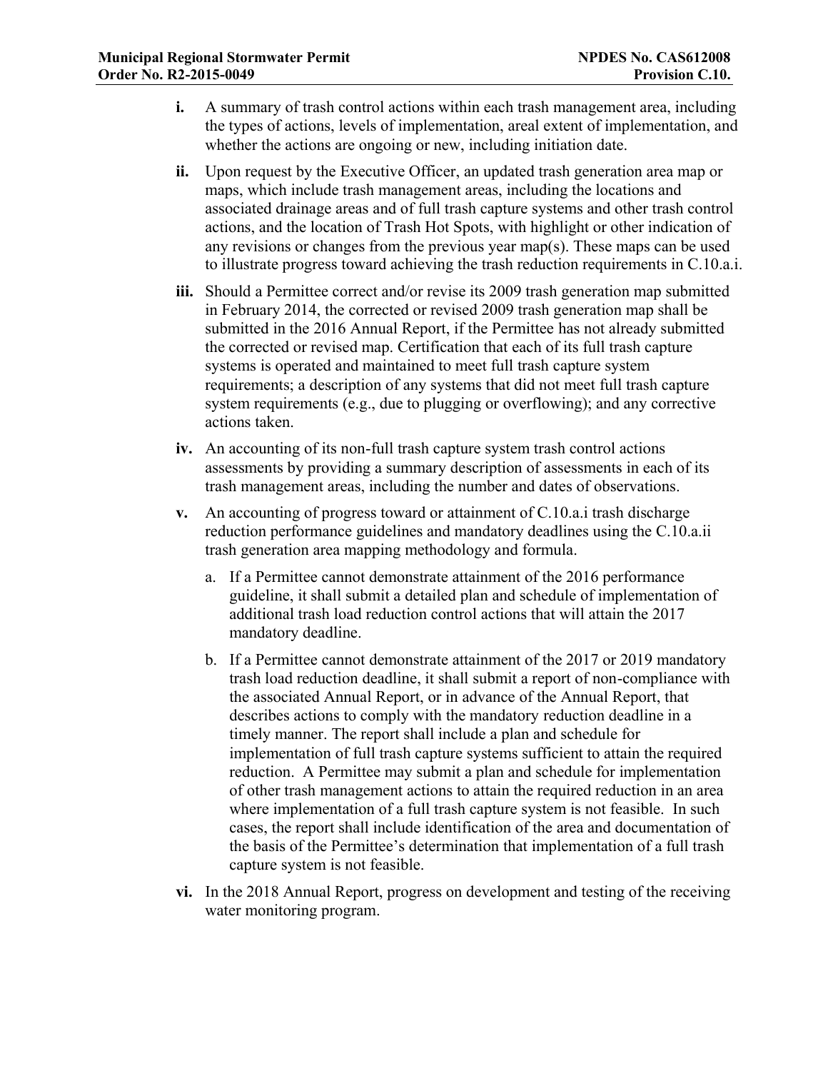**i.** A summary of trash control actions within each trash management area, including the types of actions, levels of implementation, areal extent of implementation, and whether the actions are ongoing or new, including initiation date.

**ii.** Upon request by the Executive Officer, an updated trash generation area map or maps, which include trash management areas, including the locations and associated drainage areas and of full trash capture systems and other trash control actions, and the location of Trash Hot Spots, with highlight or other indication of any revisions or changes from the previous year map(s). These maps can be used to illustrate progress toward achieving the trash reduction requirements in C.10.a.i.

**iii.** Should a Permittee correct and/or revise its 2009 trash generation map submitted in February 2014, the corrected or revised 2009 trash generation map shall be submitted in the 2016 Annual Report, if the Permittee has not already submitted the corrected or revised map. Certification that each of its full trash capture systems is operated and maintained to meet full trash capture system requirements; a description of any systems that did not meet full trash capture system requirements (e.g., due to plugging or overflowing); and any corrective actions taken.

**iv.** An accounting of its non-full trash capture system trash control actions assessments by providing a summary description of assessments in each of its trash management areas, including the number and dates of observations.

**v.** An accounting of progress toward or attainment of C.10.a.i trash discharge reduction performance guidelines and mandatory deadlines using the C.10.a.ii trash generation area mapping methodology and formula.

   a. If a Permittee cannot demonstrate attainment of the 2016 performance guideline, it shall submit a detailed plan and schedule of implementation of additional trash load reduction control actions that will attain the 2017 mandatory deadline.

   b. If a Permittee cannot demonstrate attainment of the 2017 or 2019 mandatory trash load reduction deadline, it shall submit a report of non-compliance with the associated Annual Report, or in advance of the Annual Report, that describes actions to comply with the mandatory reduction deadline in a timely manner. The report shall include a plan and schedule for implementation of full trash capture systems sufficient to attain the required reduction. A Permittee may submit a plan and schedule for implementation of other trash management actions to attain the required reduction in an area where implementation of a full trash capture system is not feasible. In such cases, the report shall include identification of the area and documentation of the basis of the Permittee's determination that implementation of a full trash capture system is not feasible.

**vi.** In the 2018 Annual Report, progress on development and testing of the receiving water monitoring program.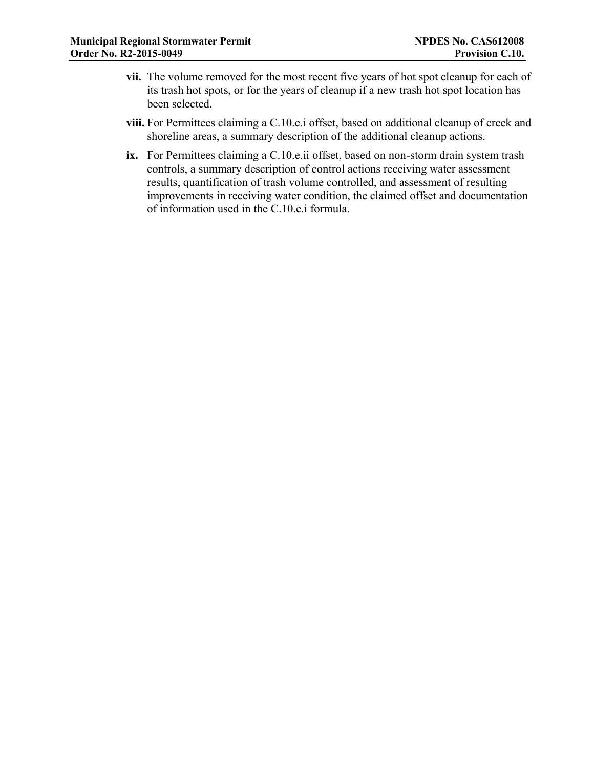**vii.** The volume removed for the most recent five years of hot spot cleanup for each of its trash hot spots, or for the years of cleanup if a new trash hot spot location has been selected.

**viii.** For Permittees claiming a C.10.e.i offset, based on additional cleanup of creek and shoreline areas, a summary description of the additional cleanup actions.

**ix.** For Permittees claiming a C.10.e.ii offset, based on non-storm drain system trash controls, a summary description of control actions receiving water assessment results, quantification of trash volume controlled, and assessment of resulting improvements in receiving water condition, the claimed offset and documentation of information used in the C.10.e.i formula.